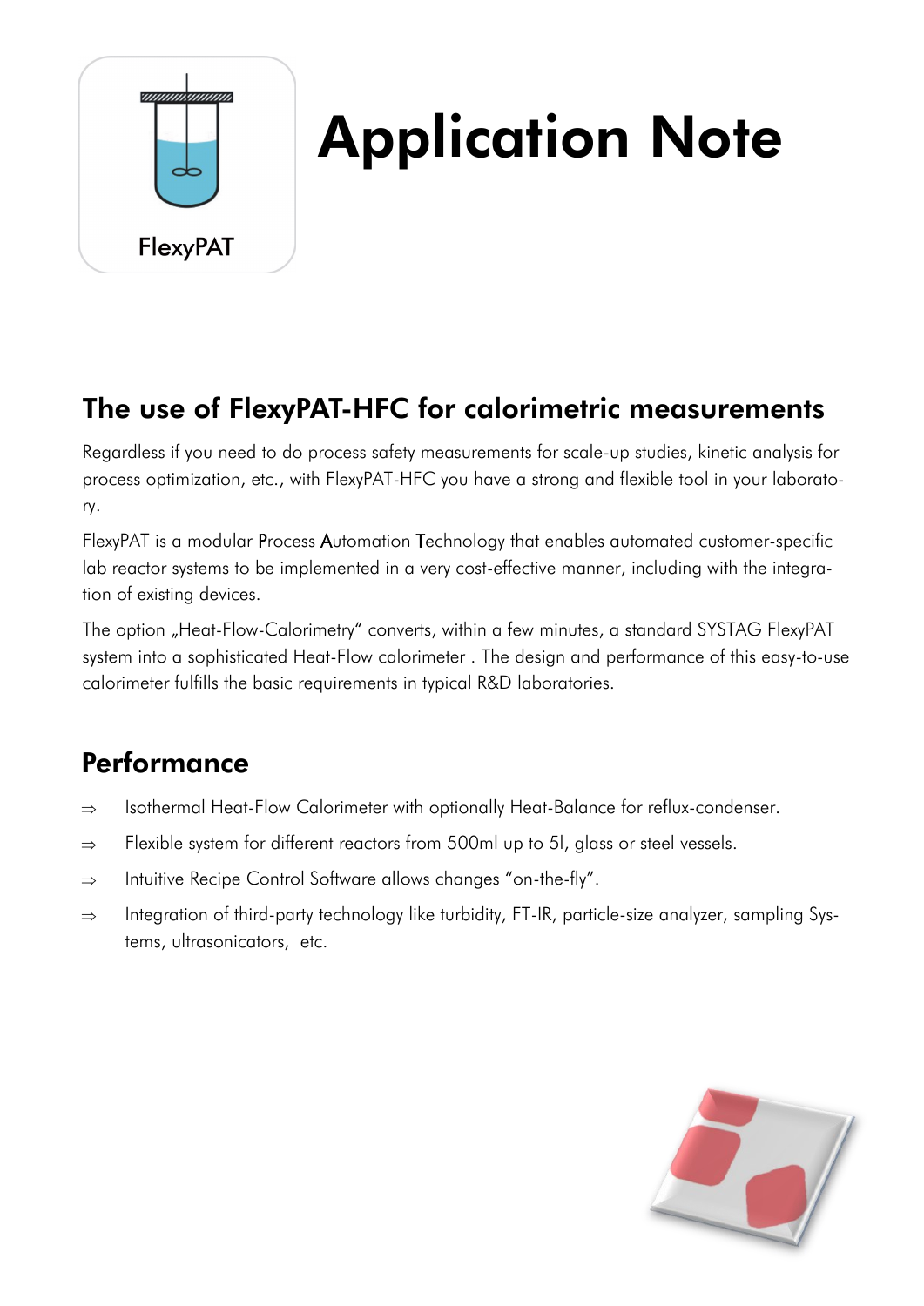FlexyPAT

# Application Note

## The use of FlexyPAT-HFC for calorimetric measurements

Regardless if you need to do process safety measurements for scale-up studies, kinetic analysis for process optimization, etc., with FlexyPAT-HFC you have a strong and flexible tool in your laboratory.

FlexyPAT is a modular **P**rocess **A**utomation **T**echnology that enables automated customer-specific lab reactor systems to be implemented in a very cost-effective manner, including with the integration of existing devices.

The option „Heat-Flow-Calorimetry“ converts, within a few minutes, a standard SYSTAG FlexyPAT system into a sophisticated Heat-Flow calorimeter . The design and performance of this easy-to-use calorimeter fulfills the basic requirements in typical R&D laboratories.

## Performance

- ⇒ Isothermal Heat-Flow Calorimeter with optionally Heat-Balance for reflux-condenser.
- ⇒ Flexible system for different reactors from 500ml up to 5l, glass or steel vessels.
- ⇒ Intuitive Recipe Control Software allows changes “on-the-fly”.
- ⇒ Integration of third-party technology like turbidity, FT-IR, particle-size analyzer, sampling Systems, ultrasonicators, etc.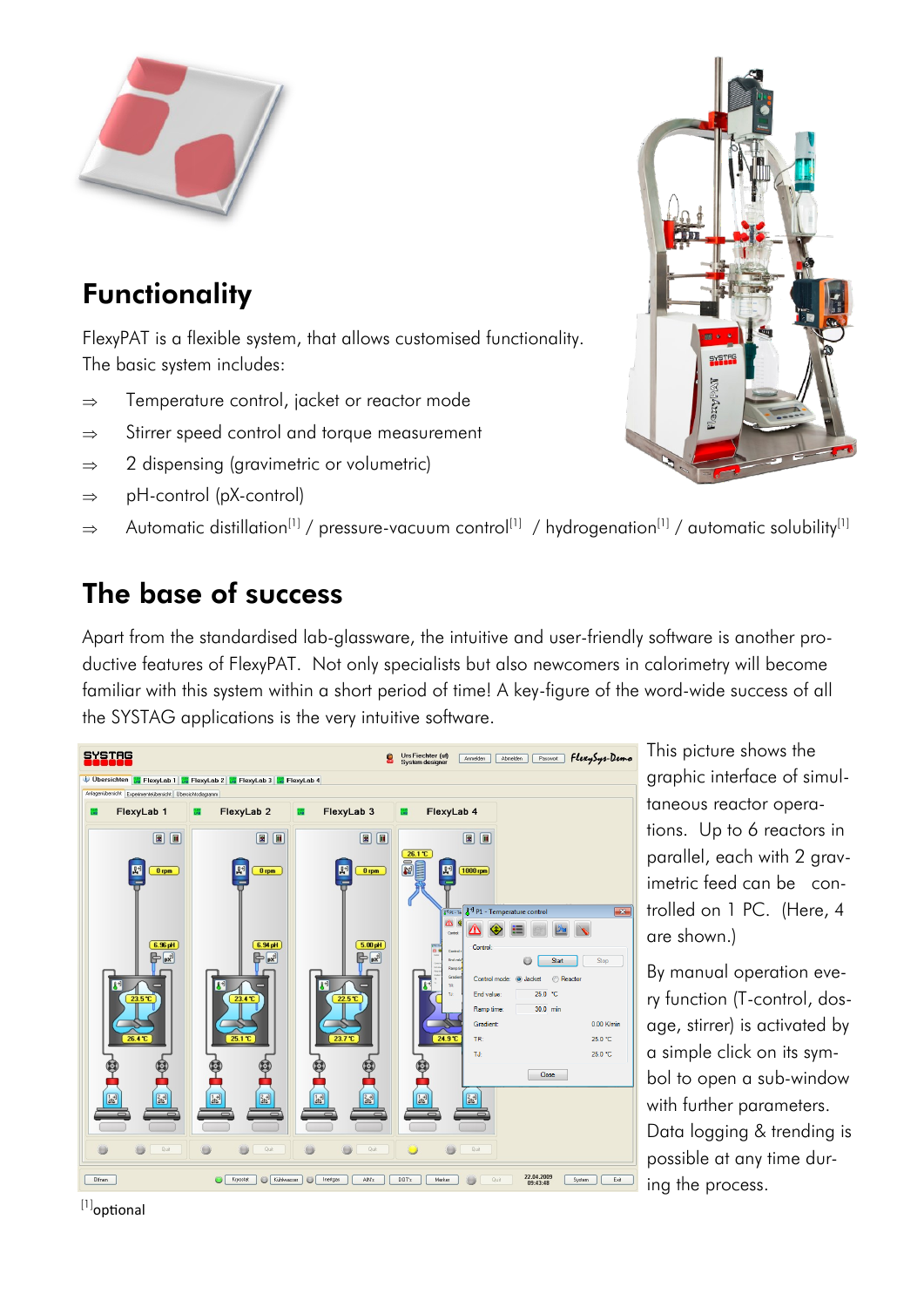## Functionality

FlexyPAT is a flexible system, that allows customised functionality. The basic system includes:

⇒ Temperature control, jacket or reactor mode

⇒ Stirrer speed control and torque measurement

⇒ 2 dispensing (gravimetric or volumetric)

⇒ pH-control (pX-control)

⇒ Automatic distillation[1] / pressure-vacuum control[1] / hydrogenation[1] / automatic solubility[1]

## The base of success

Apart from the standardised lab-glassware, the intuitive and user-friendly software is another productive features of FlexyPAT. Not only specialists but also newcomers in calorimetry will become familiar with this system within a short period of time! A key-figure of the word-wide success of all the SYSTAG applications is the very intuitive software.

This picture shows the graphic interface of simultaneous reactor operations. Up to 6 reactors in parallel, each with 2 gravimetric feed can be controlled on 1 PC. (Here, 4 are shown.)

By manual operation every function (T-control, dosage, stirrer) is activated by a simple click on its symbol to open a sub-window with further parameters. Data logging & trending is possible at any time during the process.

[1]optional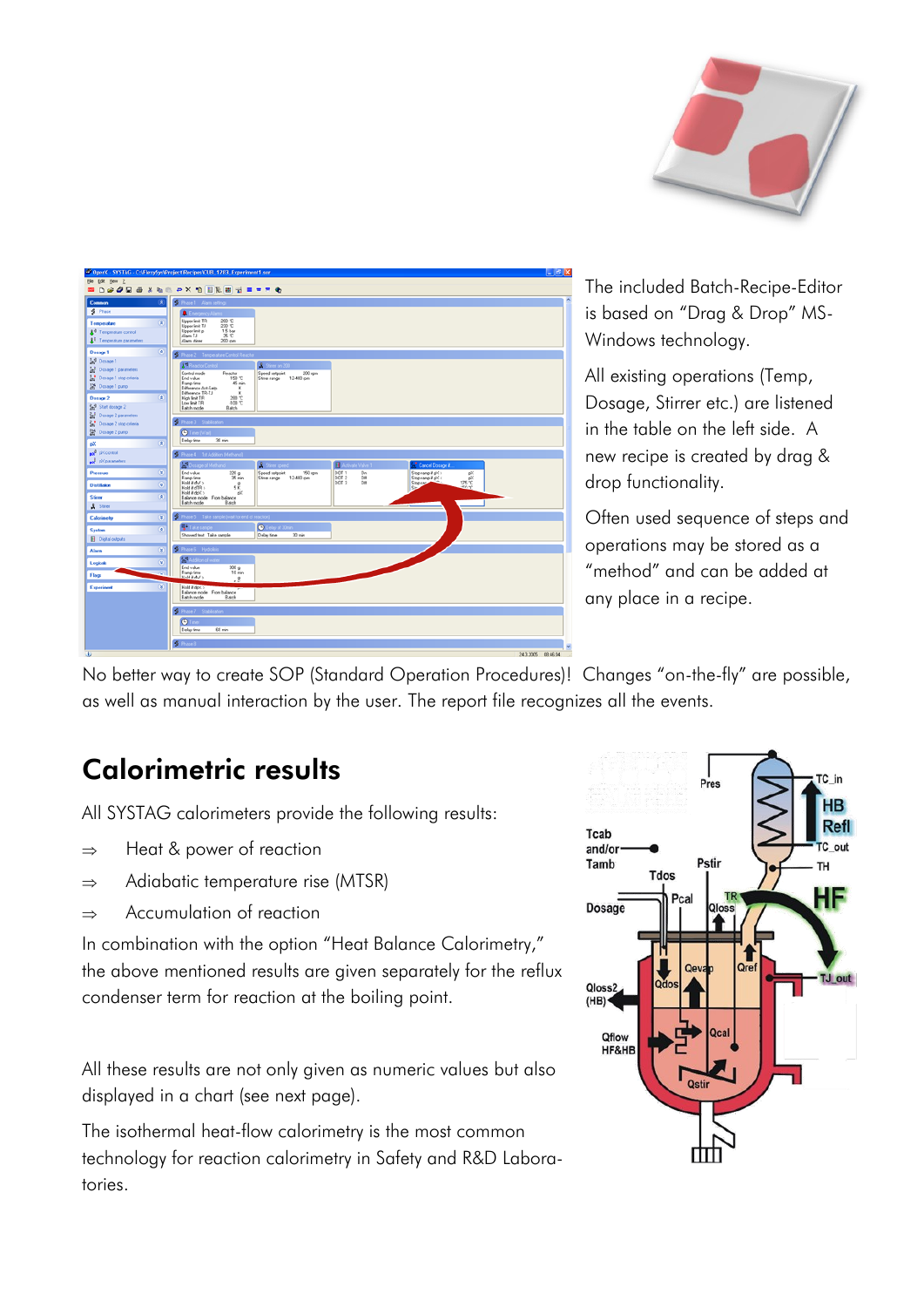The included Batch-Recipe-Editor is based on “Drag & Drop” MS-Windows technology.

All existing operations (Temp, Dosage, Stirrer etc.) are listened in the table on the left side. A new recipe is created by drag & drop functionality.

Often used sequence of steps and operations may be stored as a “method” and can be added at any place in a recipe.

No better way to create SOP (Standard Operation Procedures)! Changes “on-the-fly” are possible, as well as manual interaction by the user. The report file recognizes all the events.

## Calorimetric results

All SYSTAG calorimeters provide the following results:

- ⇒ Heat & power of reaction
- ⇒ Adiabatic temperature rise (MTSR)
- ⇒ Accumulation of reaction

In combination with the option “Heat Balance Calorimetry,” the above mentioned results are given separately for the reflux condenser term for reaction at the boiling point.

All these results are not only given as numeric values but also displayed in a chart (see next page).

The isothermal heat-flow calorimetry is the most common technology for reaction calorimetry in Safety and R&D Laboratories.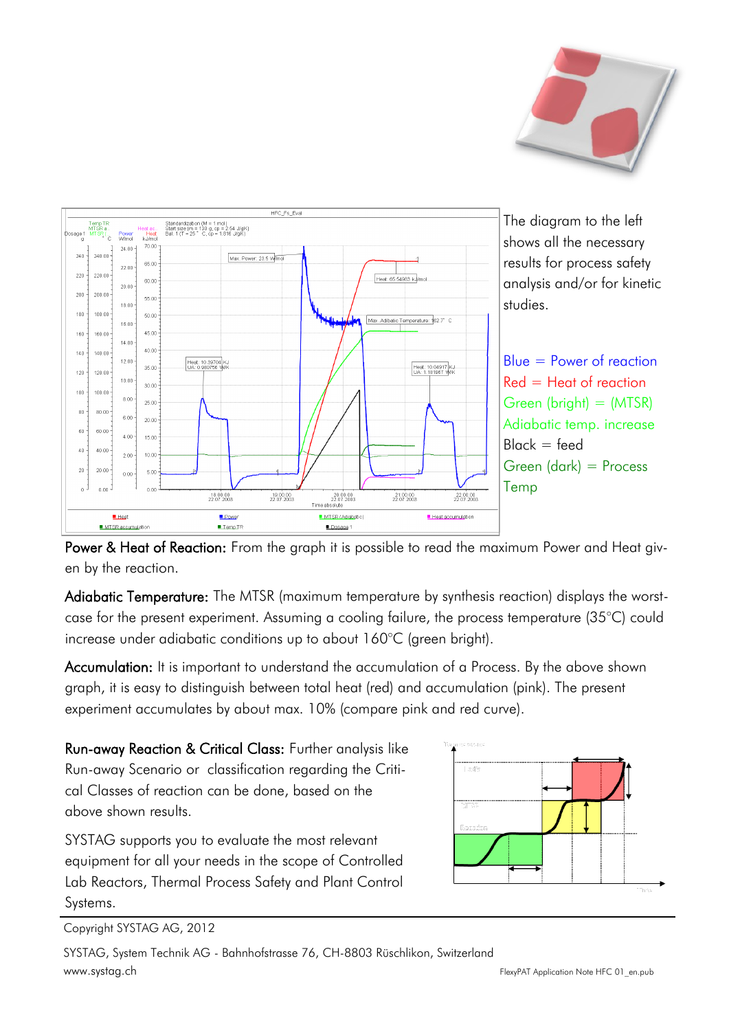The diagram to the left shows all the necessary results for process safety analysis and/or for kinetic studies.

Blue = Power of reaction
Red = Heat of reaction
Green (bright) = (MTSR) Adiabatic temp. increase
Black = feed
Green (dark) = Process Temp

**Power & Heat of Reaction:** From the graph it is possible to read the maximum Power and Heat given by the reaction.

**Adiabatic Temperature:** The MTSR (maximum temperature by synthesis reaction) displays the worst-case for the present experiment. Assuming a cooling failure, the process temperature (35°C) could increase under adiabatic conditions up to about 160°C (green bright).

**Accumulation:** It is important to understand the accumulation of a Process. By the above shown graph, it is easy to distinguish between total heat (red) and accumulation (pink). The present experiment accumulates by about max. 10% (compare pink and red curve).

**Run-away Reaction & Critical Class:** Further analysis like Run-away Scenario or classification regarding the Critical Classes of reaction can be done, based on the above shown results.

SYSTAG supports you to evaluate the most relevant equipment for all your needs in the scope of Controlled Lab Reactors, Thermal Process Safety and Plant Control Systems.

Copyright SYSTAG AG, 2012

SYSTAG, System Technik AG - Bahnhofstrasse 76, CH-8803 Rüschlikon, Switzerland
www.systag.ch

FlexyPAT Application Note HFC 01_en.pub